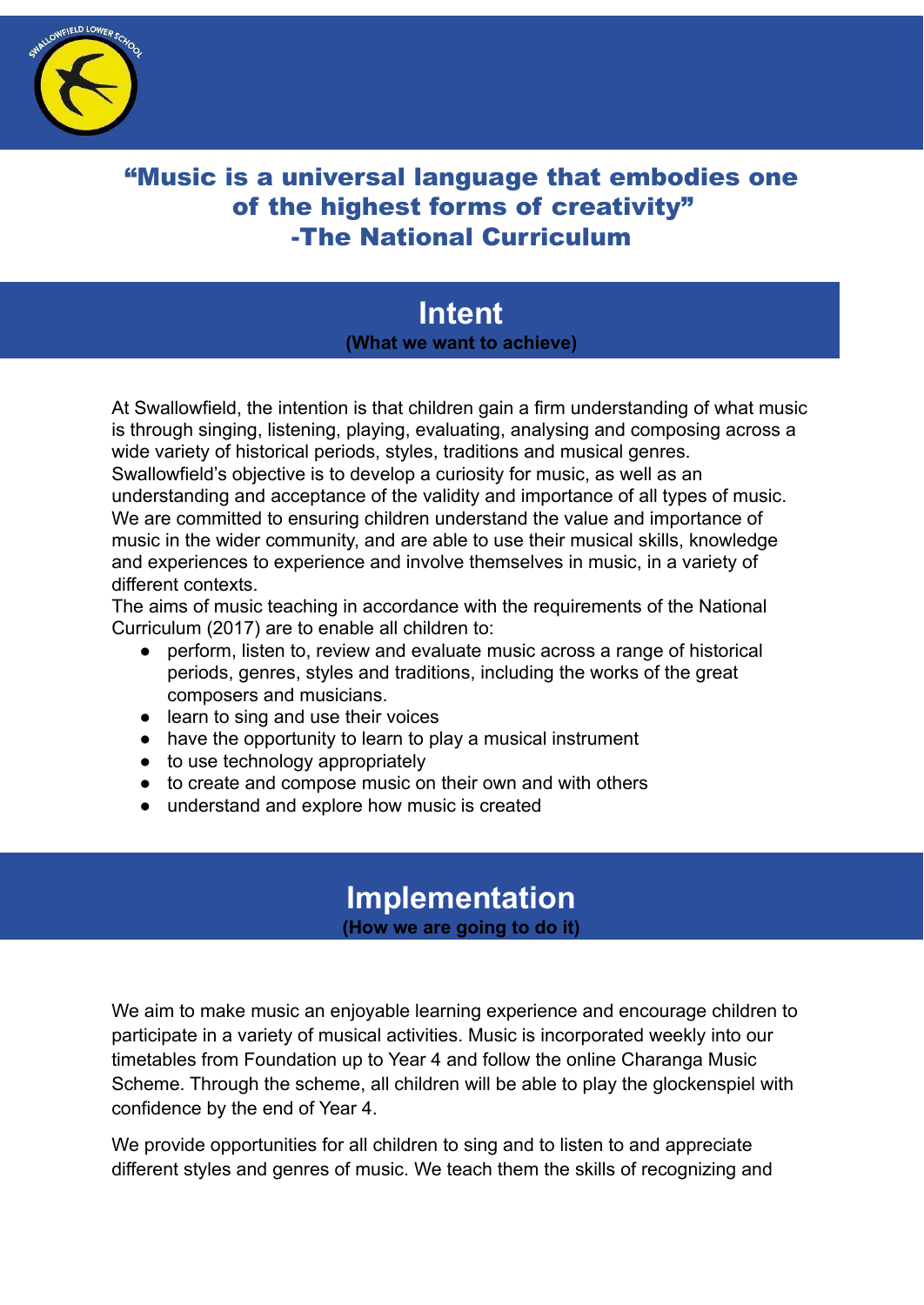## "Music is a universal language that embodies one of the highest forms of creativity"
## -The National Curriculum

# Intent

**(What we want to achieve)**

At Swallowfield, the intention is that children gain a firm understanding of what music is through singing, listening, playing, evaluating, analysing and composing across a wide variety of historical periods, styles, traditions and musical genres. Swallowfield's objective is to develop a curiosity for music, as well as an understanding and acceptance of the validity and importance of all types of music. We are committed to ensuring children understand the value and importance of music in the wider community, and are able to use their musical skills, knowledge and experiences to experience and involve themselves in music, in a variety of different contexts.
The aims of music teaching in accordance with the requirements of the National Curriculum (2017) are to enable all children to:

- perform, listen to, review and evaluate music across a range of historical periods, genres, styles and traditions, including the works of the great composers and musicians.
- learn to sing and use their voices
- have the opportunity to learn to play a musical instrument
- to use technology appropriately
- to create and compose music on their own and with others
- understand and explore how music is created

# Implementation

**(How we are going to do it)**

We aim to make music an enjoyable learning experience and encourage children to participate in a variety of musical activities. Music is incorporated weekly into our timetables from Foundation up to Year 4 and follow the online Charanga Music Scheme. Through the scheme, all children will be able to play the glockenspiel with confidence by the end of Year 4.

We provide opportunities for all children to sing and to listen to and appreciate different styles and genres of music. We teach them the skills of recognizing and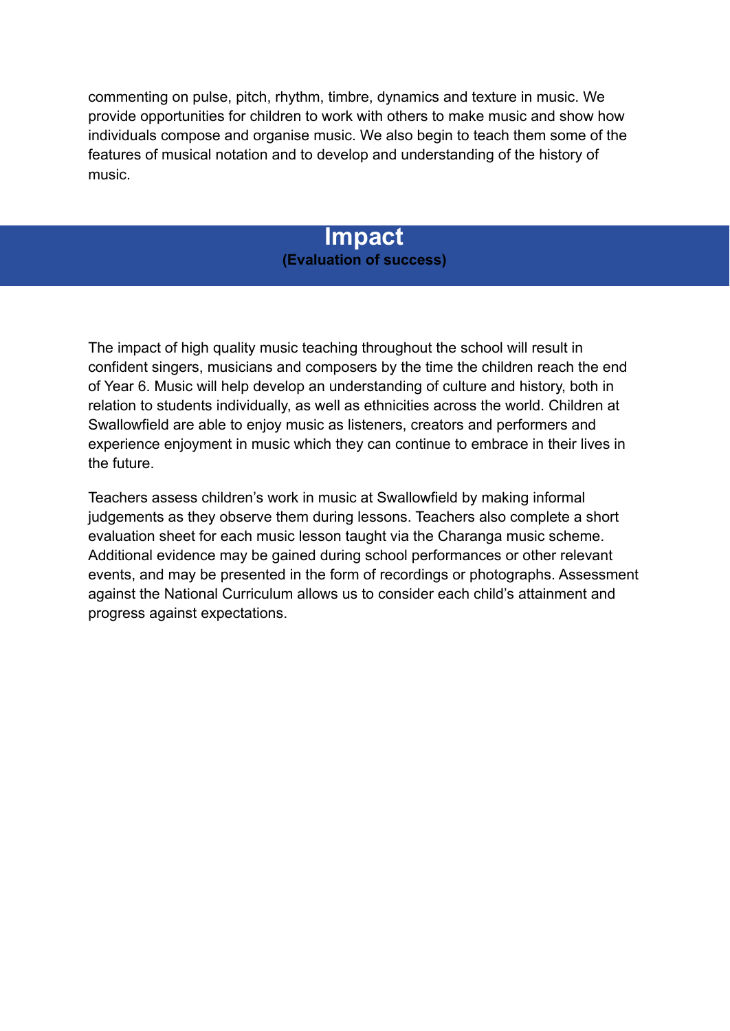commenting on pulse, pitch, rhythm, timbre, dynamics and texture in music. We provide opportunities for children to work with others to make music and show how individuals compose and organise music. We also begin to teach them some of the features of musical notation and to develop and understanding of the history of music.

## Impact

**(Evaluation of success)**

The impact of high quality music teaching throughout the school will result in confident singers, musicians and composers by the time the children reach the end of Year 6. Music will help develop an understanding of culture and history, both in relation to students individually, as well as ethnicities across the world. Children at Swallowfield are able to enjoy music as listeners, creators and performers and experience enjoyment in music which they can continue to embrace in their lives in the future.

Teachers assess children's work in music at Swallowfield by making informal judgements as they observe them during lessons. Teachers also complete a short evaluation sheet for each music lesson taught via the Charanga music scheme. Additional evidence may be gained during school performances or other relevant events, and may be presented in the form of recordings or photographs. Assessment against the National Curriculum allows us to consider each child's attainment and progress against expectations.